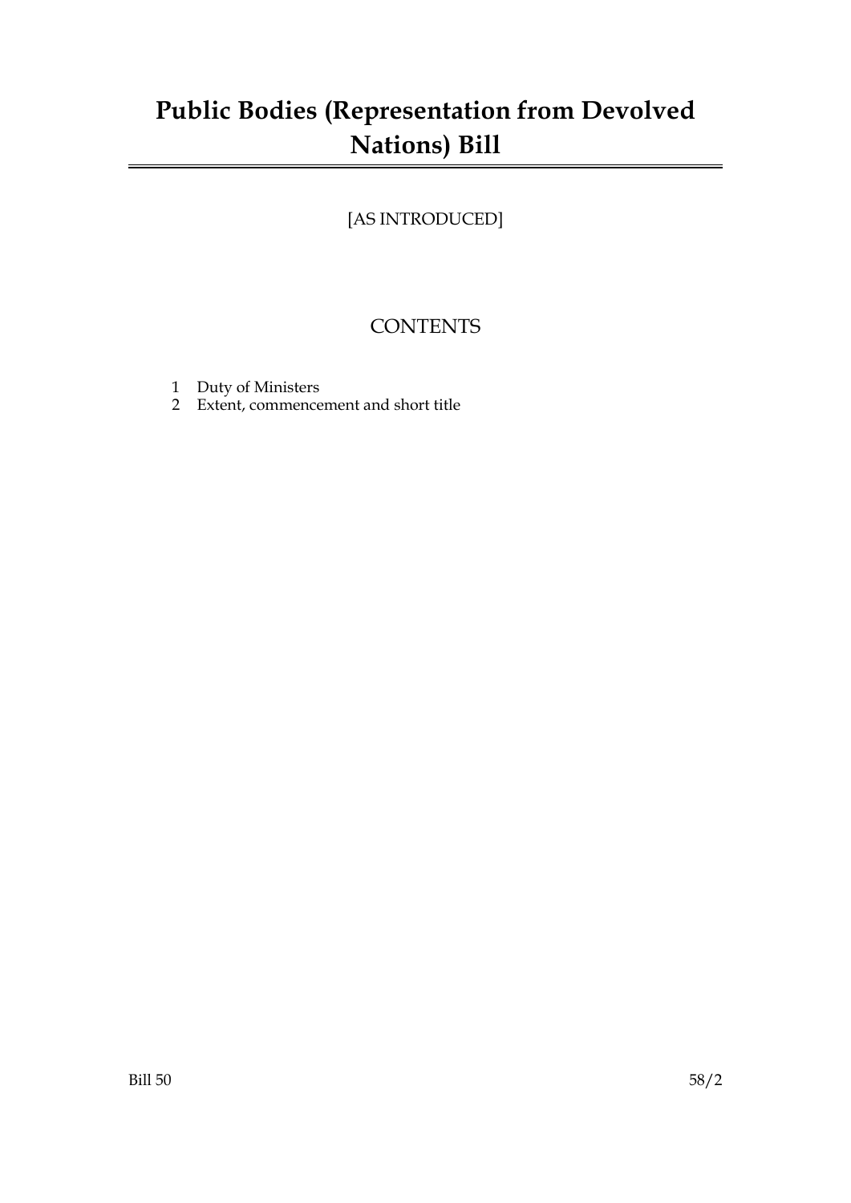# Public Bodies (Representation from Devolved Nations) Bill

[AS INTRODUCED]

## CONTENTS

1 Duty of Ministers
2 Extent, commencement and short title

Bill 50 58/2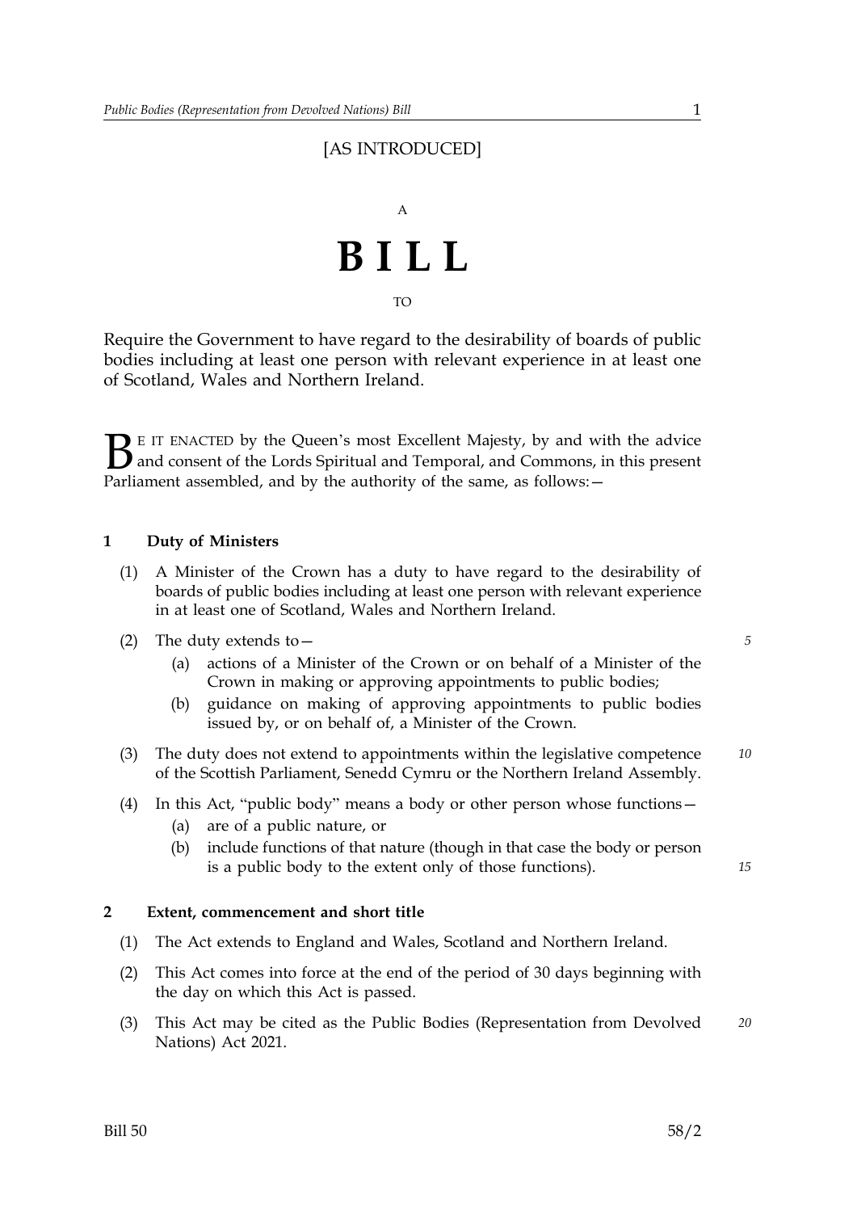[AS INTRODUCED]

A

# BILL

TO

Require the Government to have regard to the desirability of boards of public bodies including at least one person with relevant experience in at least one of Scotland, Wales and Northern Ireland.

BE IT ENACTED by the Queen's most Excellent Majesty, by and with the advice and consent of the Lords Spiritual and Temporal, and Commons, in this present Parliament assembled, and by the authority of the same, as follows:—

## 1 Duty of Ministers

(1) A Minister of the Crown has a duty to have regard to the desirability of boards of public bodies including at least one person with relevant experience in at least one of Scotland, Wales and Northern Ireland.

(2) The duty extends to—

(a) actions of a Minister of the Crown or on behalf of a Minister of the Crown in making or approving appointments to public bodies;

(b) guidance on making of approving appointments to public bodies issued by, or on behalf of, a Minister of the Crown.

(3) The duty does not extend to appointments within the legislative competence of the Scottish Parliament, Senedd Cymru or the Northern Ireland Assembly.

(4) In this Act, "public body" means a body or other person whose functions—

(a) are of a public nature, or

(b) include functions of that nature (though in that case the body or person is a public body to the extent only of those functions).

## 2 Extent, commencement and short title

(1) The Act extends to England and Wales, Scotland and Northern Ireland.

(2) This Act comes into force at the end of the period of 30 days beginning with the day on which this Act is passed.

(3) This Act may be cited as the Public Bodies (Representation from Devolved Nations) Act 2021.

Bill 50 58/2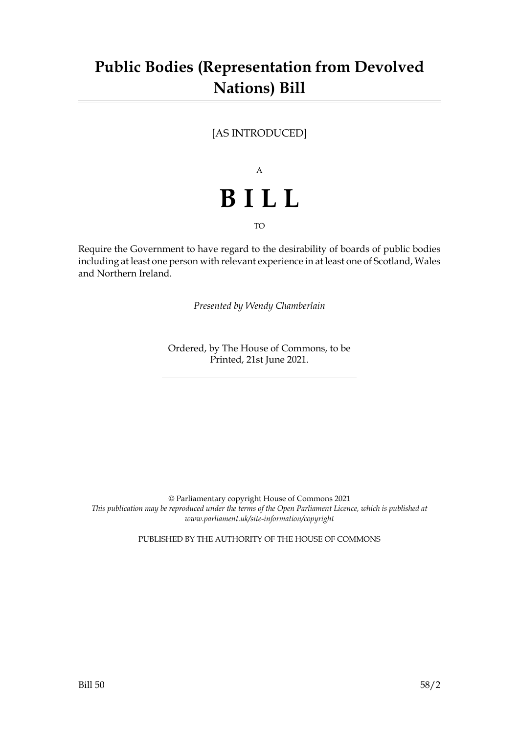# Public Bodies (Representation from Devolved Nations) Bill

[AS INTRODUCED]

A

# B I L L

TO

Require the Government to have regard to the desirability of boards of public bodies including at least one person with relevant experience in at least one of Scotland, Wales and Northern Ireland.

*Presented by Wendy Chamberlain*

Ordered, by The House of Commons, to be Printed, 21st June 2021.

© Parliamentary copyright House of Commons 2021
*This publication may be reproduced under the terms of the Open Parliament Licence, which is published at www.parliament.uk/site-information/copyright*

PUBLISHED BY THE AUTHORITY OF THE HOUSE OF COMMONS

Bill 50 58/2